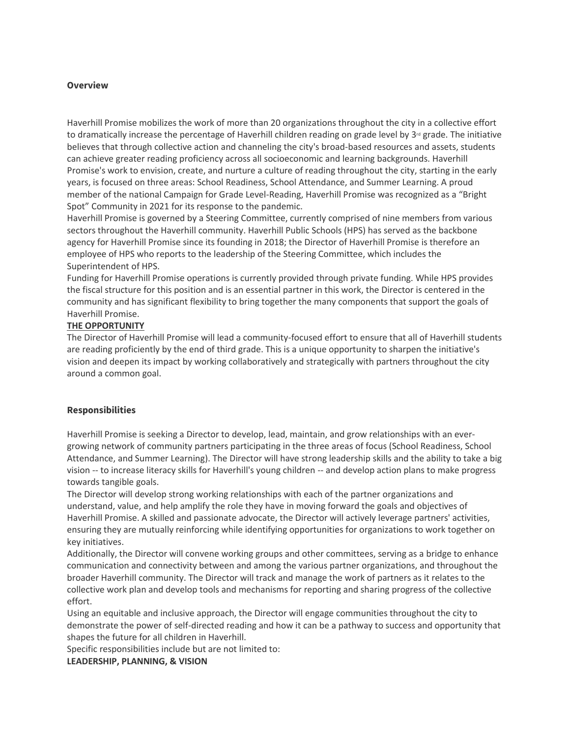**Overview**

Haverhill Promise mobilizes the work of more than 20 organizations throughout the city in a collective effort to dramatically increase the percentage of Haverhill children reading on grade level by 3rd grade. The initiative believes that through collective action and channeling the city's broad-based resources and assets, students can achieve greater reading proficiency across all socioeconomic and learning backgrounds. Haverhill Promise's work to envision, create, and nurture a culture of reading throughout the city, starting in the early years, is focused on three areas: School Readiness, School Attendance, and Summer Learning. A proud member of the national Campaign for Grade Level-Reading, Haverhill Promise was recognized as a "Bright Spot" Community in 2021 for its response to the pandemic.

Haverhill Promise is governed by a Steering Committee, currently comprised of nine members from various sectors throughout the Haverhill community. Haverhill Public Schools (HPS) has served as the backbone agency for Haverhill Promise since its founding in 2018; the Director of Haverhill Promise is therefore an employee of HPS who reports to the leadership of the Steering Committee, which includes the Superintendent of HPS.

Funding for Haverhill Promise operations is currently provided through private funding. While HPS provides the fiscal structure for this position and is an essential partner in this work, the Director is centered in the community and has significant flexibility to bring together the many components that support the goals of Haverhill Promise.

**THE OPPORTUNITY**

The Director of Haverhill Promise will lead a community-focused effort to ensure that all of Haverhill students are reading proficiently by the end of third grade. This is a unique opportunity to sharpen the initiative's vision and deepen its impact by working collaboratively and strategically with partners throughout the city around a common goal.

**Responsibilities**

Haverhill Promise is seeking a Director to develop, lead, maintain, and grow relationships with an ever-growing network of community partners participating in the three areas of focus (School Readiness, School Attendance, and Summer Learning). The Director will have strong leadership skills and the ability to take a big vision -- to increase literacy skills for Haverhill's young children -- and develop action plans to make progress towards tangible goals.

The Director will develop strong working relationships with each of the partner organizations and understand, value, and help amplify the role they have in moving forward the goals and objectives of Haverhill Promise. A skilled and passionate advocate, the Director will actively leverage partners' activities, ensuring they are mutually reinforcing while identifying opportunities for organizations to work together on key initiatives.

Additionally, the Director will convene working groups and other committees, serving as a bridge to enhance communication and connectivity between and among the various partner organizations, and throughout the broader Haverhill community. The Director will track and manage the work of partners as it relates to the collective work plan and develop tools and mechanisms for reporting and sharing progress of the collective effort.

Using an equitable and inclusive approach, the Director will engage communities throughout the city to demonstrate the power of self-directed reading and how it can be a pathway to success and opportunity that shapes the future for all children in Haverhill.

Specific responsibilities include but are not limited to:

**LEADERSHIP, PLANNING, & VISION**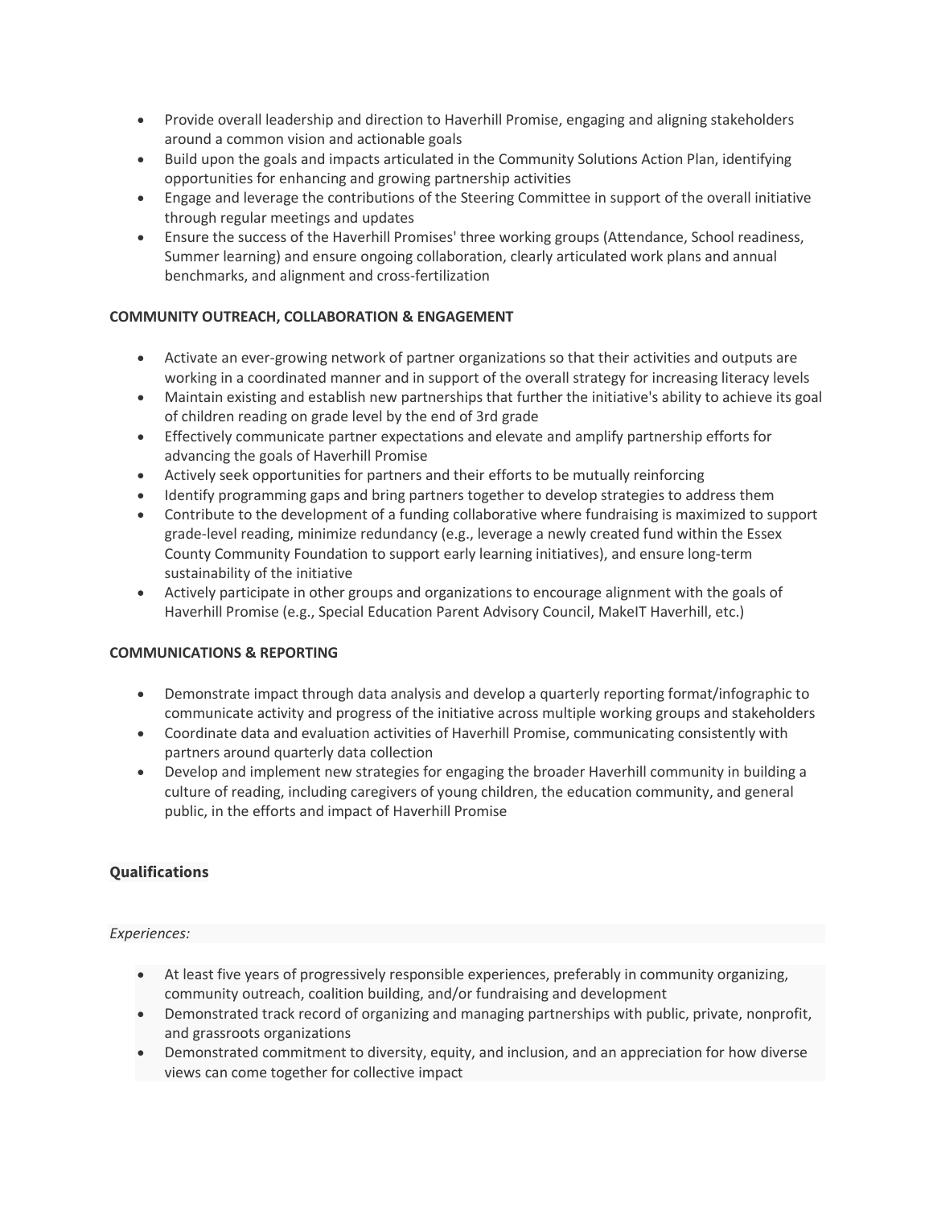- Provide overall leadership and direction to Haverhill Promise, engaging and aligning stakeholders around a common vision and actionable goals
- Build upon the goals and impacts articulated in the Community Solutions Action Plan, identifying opportunities for enhancing and growing partnership activities
- Engage and leverage the contributions of the Steering Committee in support of the overall initiative through regular meetings and updates
- Ensure the success of the Haverhill Promises' three working groups (Attendance, School readiness, Summer learning) and ensure ongoing collaboration, clearly articulated work plans and annual benchmarks, and alignment and cross-fertilization

**COMMUNITY OUTREACH, COLLABORATION & ENGAGEMENT**

- Activate an ever-growing network of partner organizations so that their activities and outputs are working in a coordinated manner and in support of the overall strategy for increasing literacy levels
- Maintain existing and establish new partnerships that further the initiative's ability to achieve its goal of children reading on grade level by the end of 3rd grade
- Effectively communicate partner expectations and elevate and amplify partnership efforts for advancing the goals of Haverhill Promise
- Actively seek opportunities for partners and their efforts to be mutually reinforcing
- Identify programming gaps and bring partners together to develop strategies to address them
- Contribute to the development of a funding collaborative where fundraising is maximized to support grade-level reading, minimize redundancy (e.g., leverage a newly created fund within the Essex County Community Foundation to support early learning initiatives), and ensure long-term sustainability of the initiative
- Actively participate in other groups and organizations to encourage alignment with the goals of Haverhill Promise (e.g., Special Education Parent Advisory Council, MakeIT Haverhill, etc.)

**COMMUNICATIONS & REPORTING**

- Demonstrate impact through data analysis and develop a quarterly reporting format/infographic to communicate activity and progress of the initiative across multiple working groups and stakeholders
- Coordinate data and evaluation activities of Haverhill Promise, communicating consistently with partners around quarterly data collection
- Develop and implement new strategies for engaging the broader Haverhill community in building a culture of reading, including caregivers of young children, the education community, and general public, in the efforts and impact of Haverhill Promise

## Qualifications

*Experiences:*

- At least five years of progressively responsible experiences, preferably in community organizing, community outreach, coalition building, and/or fundraising and development
- Demonstrated track record of organizing and managing partnerships with public, private, nonprofit, and grassroots organizations
- Demonstrated commitment to diversity, equity, and inclusion, and an appreciation for how diverse views can come together for collective impact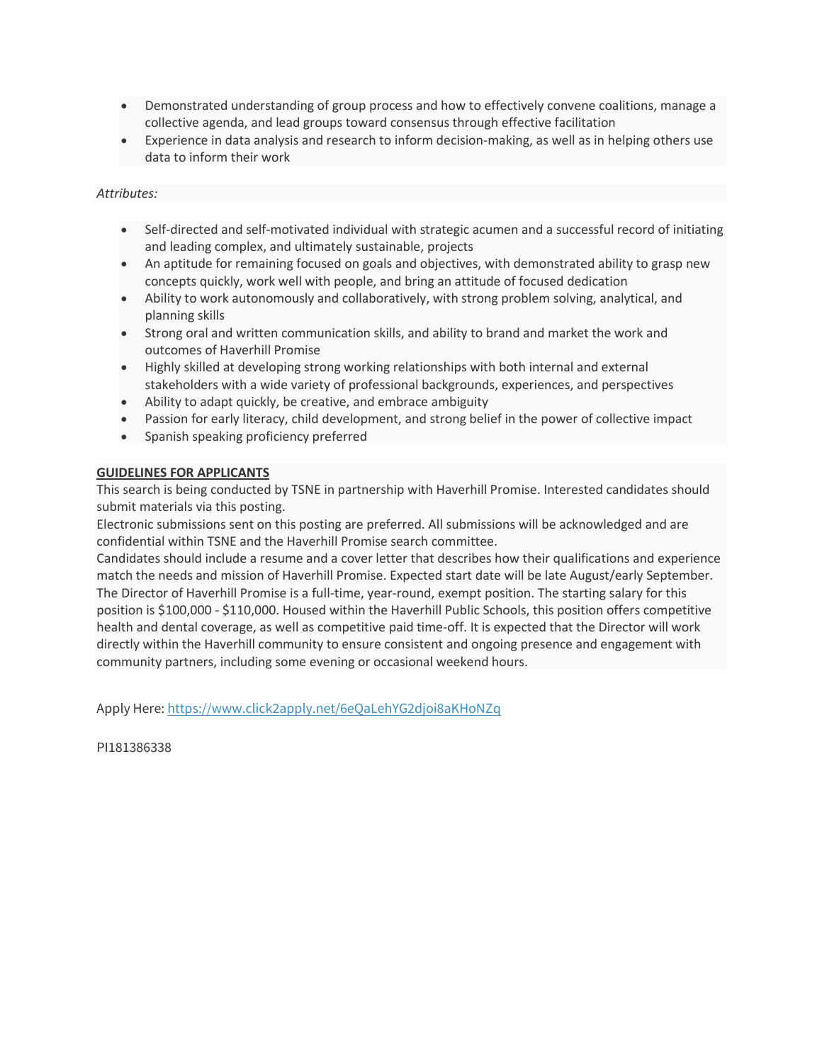- Demonstrated understanding of group process and how to effectively convene coalitions, manage a collective agenda, and lead groups toward consensus through effective facilitation
- Experience in data analysis and research to inform decision-making, as well as in helping others use data to inform their work

*Attributes:*

- Self-directed and self-motivated individual with strategic acumen and a successful record of initiating and leading complex, and ultimately sustainable, projects
- An aptitude for remaining focused on goals and objectives, with demonstrated ability to grasp new concepts quickly, work well with people, and bring an attitude of focused dedication
- Ability to work autonomously and collaboratively, with strong problem solving, analytical, and planning skills
- Strong oral and written communication skills, and ability to brand and market the work and outcomes of Haverhill Promise
- Highly skilled at developing strong working relationships with both internal and external stakeholders with a wide variety of professional backgrounds, experiences, and perspectives
- Ability to adapt quickly, be creative, and embrace ambiguity
- Passion for early literacy, child development, and strong belief in the power of collective impact
- Spanish speaking proficiency preferred

**GUIDELINES FOR APPLICANTS**

This search is being conducted by TSNE in partnership with Haverhill Promise. Interested candidates should submit materials via this posting.

Electronic submissions sent on this posting are preferred. All submissions will be acknowledged and are confidential within TSNE and the Haverhill Promise search committee.

Candidates should include a resume and a cover letter that describes how their qualifications and experience match the needs and mission of Haverhill Promise. Expected start date will be late August/early September. The Director of Haverhill Promise is a full-time, year-round, exempt position. The starting salary for this position is $100,000 - $110,000. Housed within the Haverhill Public Schools, this position offers competitive health and dental coverage, as well as competitive paid time-off. It is expected that the Director will work directly within the Haverhill community to ensure consistent and ongoing presence and engagement with community partners, including some evening or occasional weekend hours.

Apply Here: https://www.click2apply.net/6eQaLehYG2djoi8aKHoNZq

PI181386338